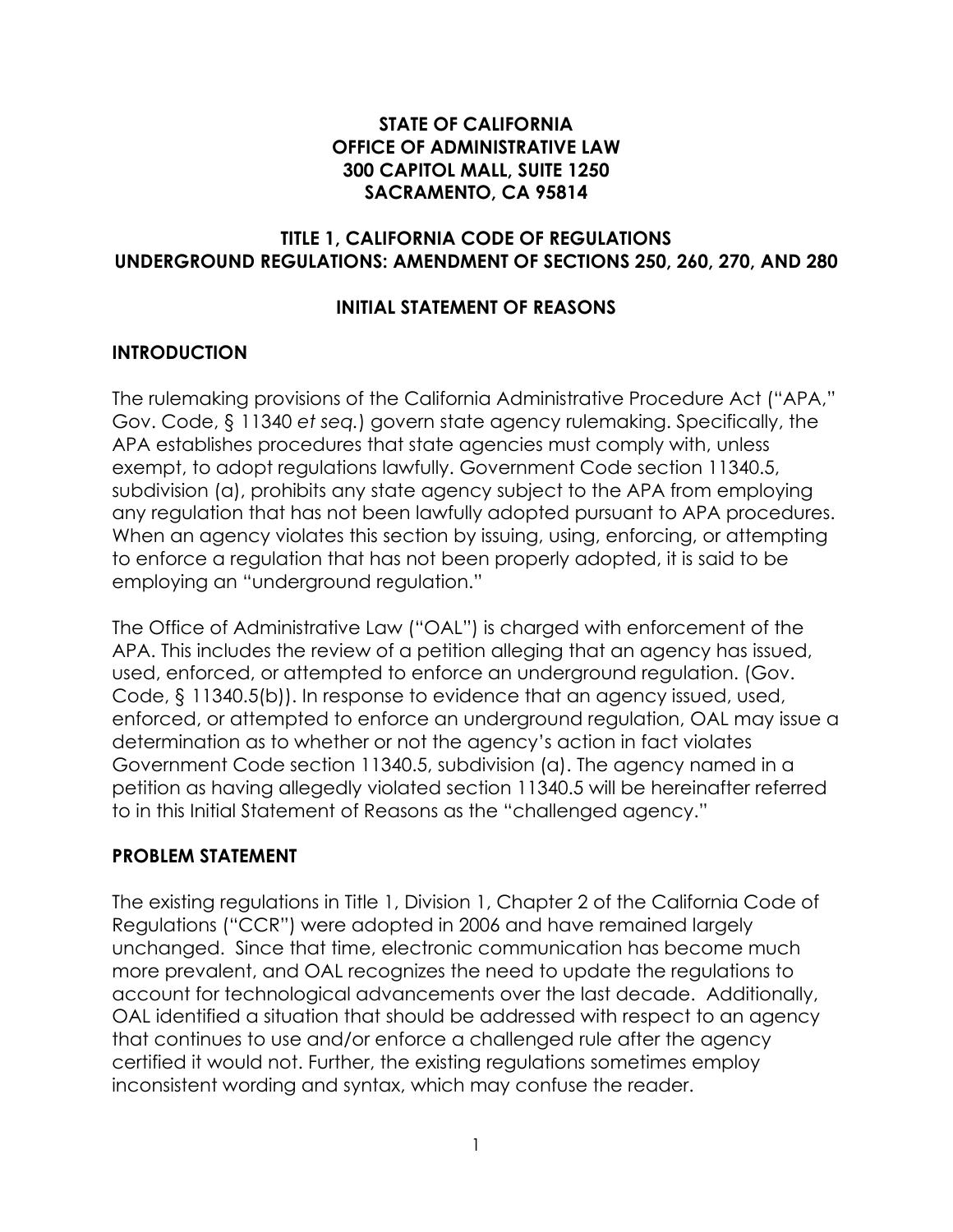**STATE OF CALIFORNIA**
**OFFICE OF ADMINISTRATIVE LAW**
**300 CAPITOL MALL, SUITE 1250**
**SACRAMENTO, CA 95814**

**TITLE 1, CALIFORNIA CODE OF REGULATIONS**
**UNDERGROUND REGULATIONS: AMENDMENT OF SECTIONS 250, 260, 270, AND 280**

## INITIAL STATEMENT OF REASONS

## INTRODUCTION

The rulemaking provisions of the California Administrative Procedure Act ("APA," Gov. Code, § 11340 *et seq.*) govern state agency rulemaking. Specifically, the APA establishes procedures that state agencies must comply with, unless exempt, to adopt regulations lawfully. Government Code section 11340.5, subdivision (a), prohibits any state agency subject to the APA from employing any regulation that has not been lawfully adopted pursuant to APA procedures. When an agency violates this section by issuing, using, enforcing, or attempting to enforce a regulation that has not been properly adopted, it is said to be employing an "underground regulation."

The Office of Administrative Law ("OAL") is charged with enforcement of the APA. This includes the review of a petition alleging that an agency has issued, used, enforced, or attempted to enforce an underground regulation. (Gov. Code, § 11340.5(b)). In response to evidence that an agency issued, used, enforced, or attempted to enforce an underground regulation, OAL may issue a determination as to whether or not the agency's action in fact violates Government Code section 11340.5, subdivision (a). The agency named in a petition as having allegedly violated section 11340.5 will be hereinafter referred to in this Initial Statement of Reasons as the "challenged agency."

## PROBLEM STATEMENT

The existing regulations in Title 1, Division 1, Chapter 2 of the California Code of Regulations ("CCR") were adopted in 2006 and have remained largely unchanged. Since that time, electronic communication has become much more prevalent, and OAL recognizes the need to update the regulations to account for technological advancements over the last decade. Additionally, OAL identified a situation that should be addressed with respect to an agency that continues to use and/or enforce a challenged rule after the agency certified it would not. Further, the existing regulations sometimes employ inconsistent wording and syntax, which may confuse the reader.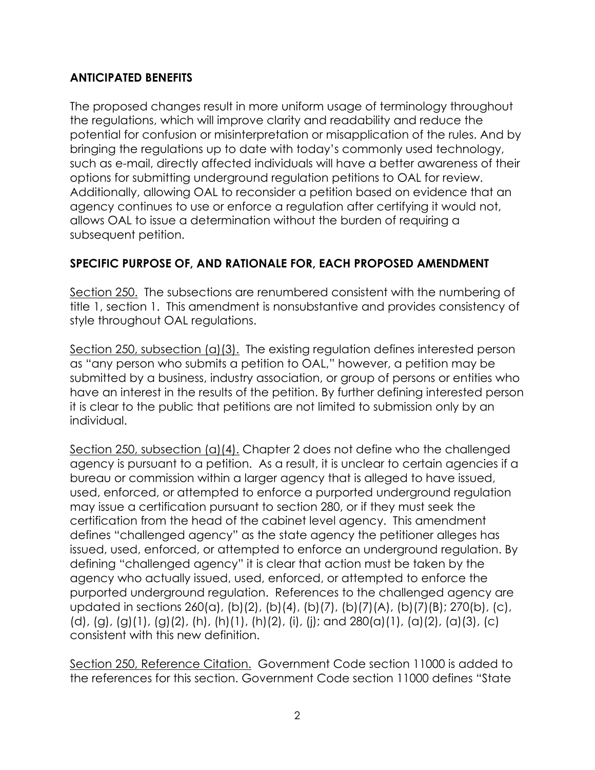## ANTICIPATED BENEFITS

The proposed changes result in more uniform usage of terminology throughout the regulations, which will improve clarity and readability and reduce the potential for confusion or misinterpretation or misapplication of the rules. And by bringing the regulations up to date with today's commonly used technology, such as e-mail, directly affected individuals will have a better awareness of their options for submitting underground regulation petitions to OAL for review. Additionally, allowing OAL to reconsider a petition based on evidence that an agency continues to use or enforce a regulation after certifying it would not, allows OAL to issue a determination without the burden of requiring a subsequent petition.

## SPECIFIC PURPOSE OF, AND RATIONALE FOR, EACH PROPOSED AMENDMENT

Section 250. The subsections are renumbered consistent with the numbering of title 1, section 1. This amendment is nonsubstantive and provides consistency of style throughout OAL regulations.

Section 250, subsection (a)(3). The existing regulation defines interested person as "any person who submits a petition to OAL," however, a petition may be submitted by a business, industry association, or group of persons or entities who have an interest in the results of the petition. By further defining interested person it is clear to the public that petitions are not limited to submission only by an individual.

Section 250, subsection (a)(4). Chapter 2 does not define who the challenged agency is pursuant to a petition. As a result, it is unclear to certain agencies if a bureau or commission within a larger agency that is alleged to have issued, used, enforced, or attempted to enforce a purported underground regulation may issue a certification pursuant to section 280, or if they must seek the certification from the head of the cabinet level agency. This amendment defines "challenged agency" as the state agency the petitioner alleges has issued, used, enforced, or attempted to enforce an underground regulation. By defining "challenged agency" it is clear that action must be taken by the agency who actually issued, used, enforced, or attempted to enforce the purported underground regulation. References to the challenged agency are updated in sections 260(a), (b)(2), (b)(4), (b)(7), (b)(7)(A), (b)(7)(B); 270(b), (c), (d), (g), (g)(1), (g)(2), (h), (h)(1), (h)(2), (i), (j); and 280(a)(1), (a)(2), (a)(3), (c) consistent with this new definition.

Section 250, Reference Citation. Government Code section 11000 is added to the references for this section. Government Code section 11000 defines "State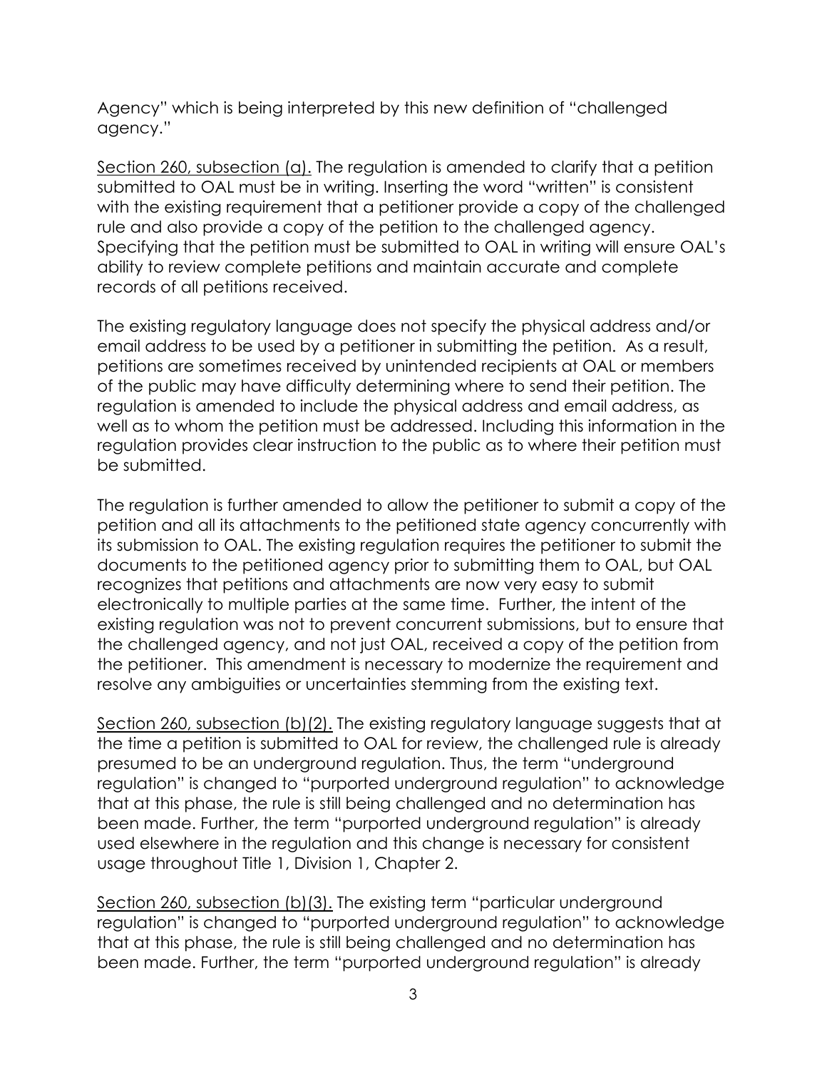Agency" which is being interpreted by this new definition of "challenged agency."

<u>Section 260, subsection (a).</u> The regulation is amended to clarify that a petition submitted to OAL must be in writing. Inserting the word "written" is consistent with the existing requirement that a petitioner provide a copy of the challenged rule and also provide a copy of the petition to the challenged agency. Specifying that the petition must be submitted to OAL in writing will ensure OAL's ability to review complete petitions and maintain accurate and complete records of all petitions received.

The existing regulatory language does not specify the physical address and/or email address to be used by a petitioner in submitting the petition. As a result, petitions are sometimes received by unintended recipients at OAL or members of the public may have difficulty determining where to send their petition. The regulation is amended to include the physical address and email address, as well as to whom the petition must be addressed. Including this information in the regulation provides clear instruction to the public as to where their petition must be submitted.

The regulation is further amended to allow the petitioner to submit a copy of the petition and all its attachments to the petitioned state agency concurrently with its submission to OAL. The existing regulation requires the petitioner to submit the documents to the petitioned agency prior to submitting them to OAL, but OAL recognizes that petitions and attachments are now very easy to submit electronically to multiple parties at the same time. Further, the intent of the existing regulation was not to prevent concurrent submissions, but to ensure that the challenged agency, and not just OAL, received a copy of the petition from the petitioner. This amendment is necessary to modernize the requirement and resolve any ambiguities or uncertainties stemming from the existing text.

<u>Section 260, subsection (b)(2).</u> The existing regulatory language suggests that at the time a petition is submitted to OAL for review, the challenged rule is already presumed to be an underground regulation. Thus, the term "underground regulation" is changed to "purported underground regulation" to acknowledge that at this phase, the rule is still being challenged and no determination has been made. Further, the term "purported underground regulation" is already used elsewhere in the regulation and this change is necessary for consistent usage throughout Title 1, Division 1, Chapter 2.

<u>Section 260, subsection (b)(3).</u> The existing term "particular underground regulation" is changed to "purported underground regulation" to acknowledge that at this phase, the rule is still being challenged and no determination has been made. Further, the term "purported underground regulation" is already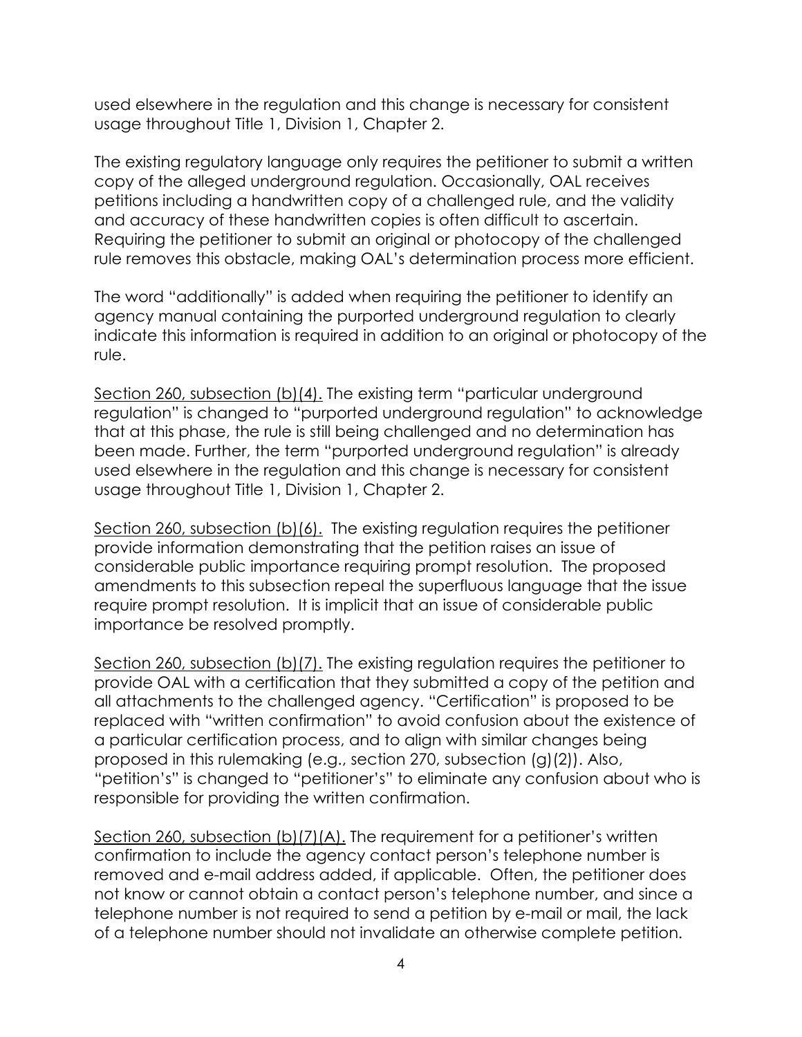used elsewhere in the regulation and this change is necessary for consistent usage throughout Title 1, Division 1, Chapter 2.

The existing regulatory language only requires the petitioner to submit a written copy of the alleged underground regulation. Occasionally, OAL receives petitions including a handwritten copy of a challenged rule, and the validity and accuracy of these handwritten copies is often difficult to ascertain. Requiring the petitioner to submit an original or photocopy of the challenged rule removes this obstacle, making OAL's determination process more efficient.

The word "additionally" is added when requiring the petitioner to identify an agency manual containing the purported underground regulation to clearly indicate this information is required in addition to an original or photocopy of the rule.

<u>Section 260, subsection (b)(4).</u> The existing term "particular underground regulation" is changed to "purported underground regulation" to acknowledge that at this phase, the rule is still being challenged and no determination has been made. Further, the term "purported underground regulation" is already used elsewhere in the regulation and this change is necessary for consistent usage throughout Title 1, Division 1, Chapter 2.

<u>Section 260, subsection (b)(6).</u> The existing regulation requires the petitioner provide information demonstrating that the petition raises an issue of considerable public importance requiring prompt resolution. The proposed amendments to this subsection repeal the superfluous language that the issue require prompt resolution. It is implicit that an issue of considerable public importance be resolved promptly.

<u>Section 260, subsection (b)(7).</u> The existing regulation requires the petitioner to provide OAL with a certification that they submitted a copy of the petition and all attachments to the challenged agency. "Certification" is proposed to be replaced with "written confirmation" to avoid confusion about the existence of a particular certification process, and to align with similar changes being proposed in this rulemaking (e.g., section 270, subsection (g)(2)). Also, "petition's" is changed to "petitioner's" to eliminate any confusion about who is responsible for providing the written confirmation.

<u>Section 260, subsection (b)(7)(A).</u> The requirement for a petitioner's written confirmation to include the agency contact person's telephone number is removed and e-mail address added, if applicable. Often, the petitioner does not know or cannot obtain a contact person's telephone number, and since a telephone number is not required to send a petition by e-mail or mail, the lack of a telephone number should not invalidate an otherwise complete petition.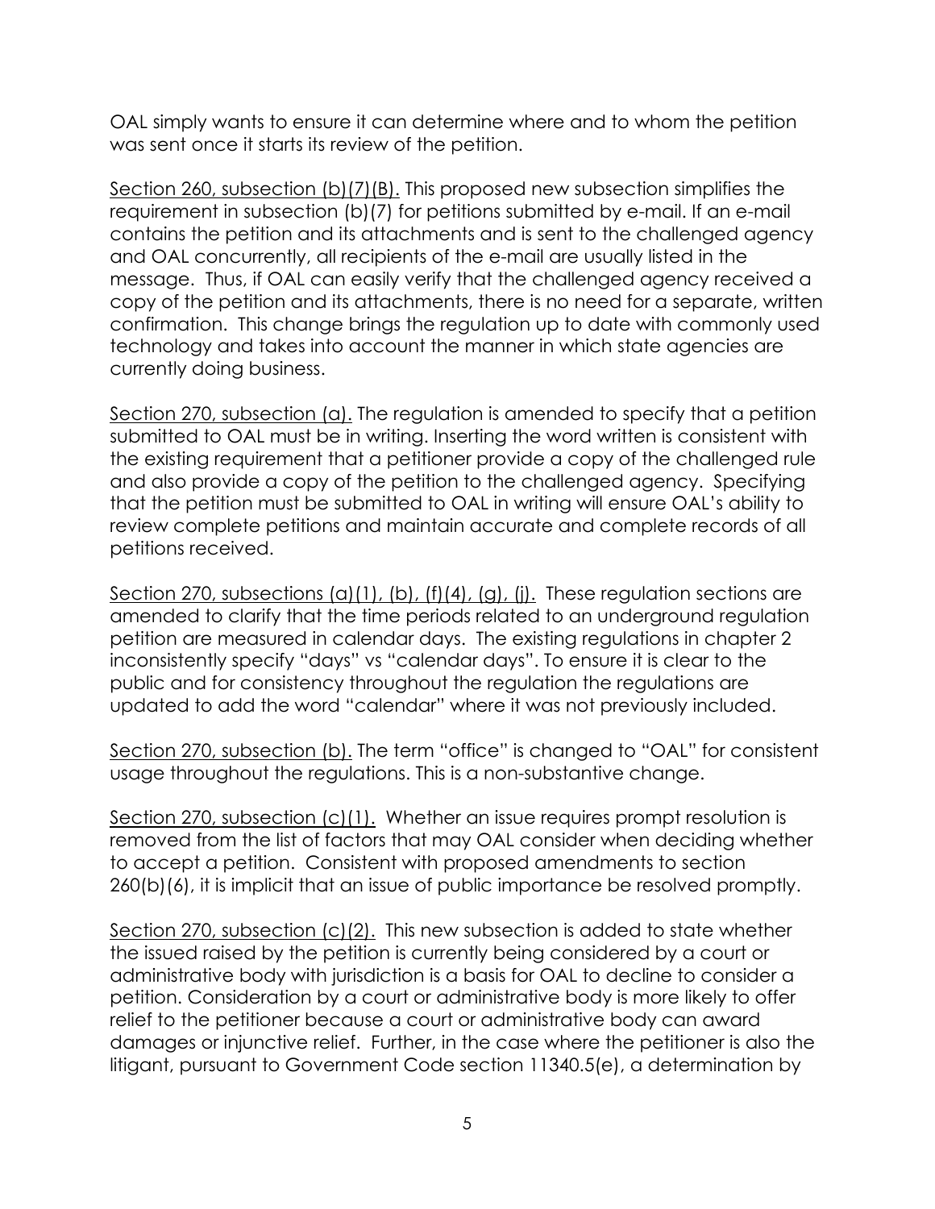OAL simply wants to ensure it can determine where and to whom the petition was sent once it starts its review of the petition.

<u>Section 260, subsection (b)(7)(B).</u> This proposed new subsection simplifies the requirement in subsection (b)(7) for petitions submitted by e-mail. If an e-mail contains the petition and its attachments and is sent to the challenged agency and OAL concurrently, all recipients of the e-mail are usually listed in the message. Thus, if OAL can easily verify that the challenged agency received a copy of the petition and its attachments, there is no need for a separate, written confirmation. This change brings the regulation up to date with commonly used technology and takes into account the manner in which state agencies are currently doing business.

<u>Section 270, subsection (a).</u> The regulation is amended to specify that a petition submitted to OAL must be in writing. Inserting the word written is consistent with the existing requirement that a petitioner provide a copy of the challenged rule and also provide a copy of the petition to the challenged agency. Specifying that the petition must be submitted to OAL in writing will ensure OAL's ability to review complete petitions and maintain accurate and complete records of all petitions received.

<u>Section 270, subsections (a)(1), (b), (f)(4), (g), (j).</u> These regulation sections are amended to clarify that the time periods related to an underground regulation petition are measured in calendar days. The existing regulations in chapter 2 inconsistently specify "days" vs "calendar days". To ensure it is clear to the public and for consistency throughout the regulation the regulations are updated to add the word "calendar" where it was not previously included.

<u>Section 270, subsection (b).</u> The term "office" is changed to "OAL" for consistent usage throughout the regulations. This is a non-substantive change.

<u>Section 270, subsection (c)(1).</u> Whether an issue requires prompt resolution is removed from the list of factors that may OAL consider when deciding whether to accept a petition. Consistent with proposed amendments to section 260(b)(6), it is implicit that an issue of public importance be resolved promptly.

<u>Section 270, subsection (c)(2).</u> This new subsection is added to state whether the issued raised by the petition is currently being considered by a court or administrative body with jurisdiction is a basis for OAL to decline to consider a petition. Consideration by a court or administrative body is more likely to offer relief to the petitioner because a court or administrative body can award damages or injunctive relief. Further, in the case where the petitioner is also the litigant, pursuant to Government Code section 11340.5(e), a determination by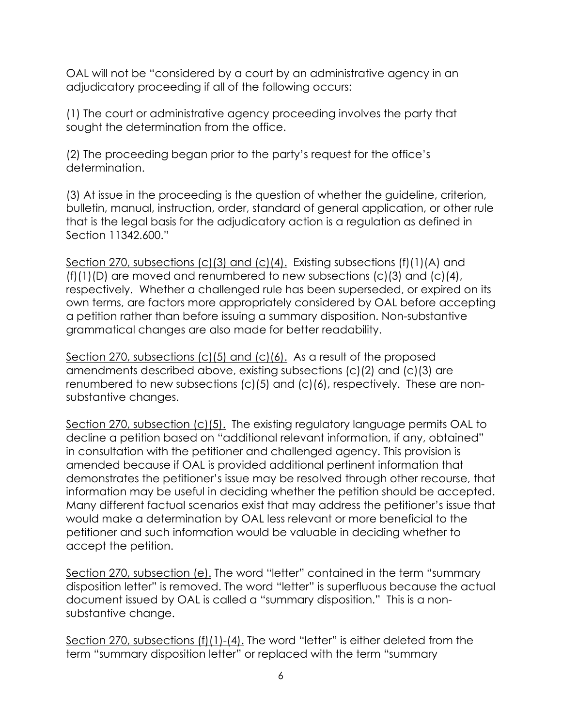OAL will not be "considered by a court by an administrative agency in an adjudicatory proceeding if all of the following occurs:

(1) The court or administrative agency proceeding involves the party that sought the determination from the office.

(2) The proceeding began prior to the party's request for the office's determination.

(3) At issue in the proceeding is the question of whether the guideline, criterion, bulletin, manual, instruction, order, standard of general application, or other rule that is the legal basis for the adjudicatory action is a regulation as defined in Section 11342.600."

<u>Section 270, subsections (c)(3) and (c)(4).</u> Existing subsections (f)(1)(A) and (f)(1)(D) are moved and renumbered to new subsections (c)(3) and (c)(4), respectively. Whether a challenged rule has been superseded, or expired on its own terms, are factors more appropriately considered by OAL before accepting a petition rather than before issuing a summary disposition. Non-substantive grammatical changes are also made for better readability.

<u>Section 270, subsections (c)(5) and (c)(6).</u> As a result of the proposed amendments described above, existing subsections (c)(2) and (c)(3) are renumbered to new subsections (c)(5) and (c)(6), respectively. These are non-substantive changes.

<u>Section 270, subsection (c)(5).</u> The existing regulatory language permits OAL to decline a petition based on "additional relevant information, if any, obtained" in consultation with the petitioner and challenged agency. This provision is amended because if OAL is provided additional pertinent information that demonstrates the petitioner's issue may be resolved through other recourse, that information may be useful in deciding whether the petition should be accepted. Many different factual scenarios exist that may address the petitioner's issue that would make a determination by OAL less relevant or more beneficial to the petitioner and such information would be valuable in deciding whether to accept the petition.

<u>Section 270, subsection (e).</u> The word "letter" contained in the term "summary disposition letter" is removed. The word "letter" is superfluous because the actual document issued by OAL is called a "summary disposition." This is a non-substantive change.

<u>Section 270, subsections (f)(1)-(4).</u> The word "letter" is either deleted from the term "summary disposition letter" or replaced with the term "summary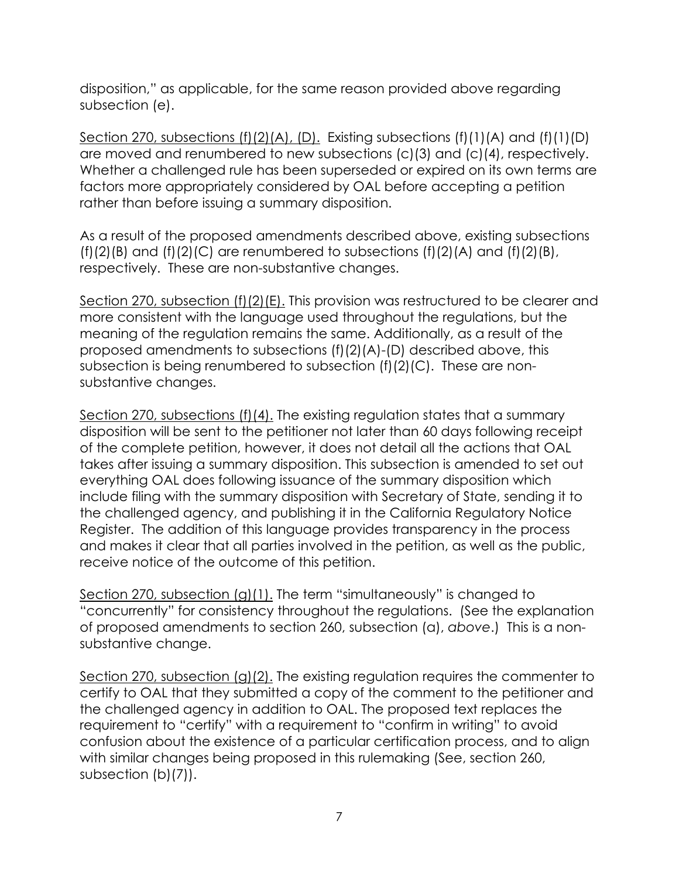disposition," as applicable, for the same reason provided above regarding subsection (e).

Section 270, subsections (f)(2)(A), (D). Existing subsections (f)(1)(A) and (f)(1)(D) are moved and renumbered to new subsections (c)(3) and (c)(4), respectively. Whether a challenged rule has been superseded or expired on its own terms are factors more appropriately considered by OAL before accepting a petition rather than before issuing a summary disposition.

As a result of the proposed amendments described above, existing subsections (f)(2)(B) and (f)(2)(C) are renumbered to subsections (f)(2)(A) and (f)(2)(B), respectively. These are non-substantive changes.

Section 270, subsection (f)(2)(E). This provision was restructured to be clearer and more consistent with the language used throughout the regulations, but the meaning of the regulation remains the same. Additionally, as a result of the proposed amendments to subsections (f)(2)(A)-(D) described above, this subsection is being renumbered to subsection (f)(2)(C). These are non-substantive changes.

Section 270, subsections (f)(4). The existing regulation states that a summary disposition will be sent to the petitioner not later than 60 days following receipt of the complete petition, however, it does not detail all the actions that OAL takes after issuing a summary disposition. This subsection is amended to set out everything OAL does following issuance of the summary disposition which include filing with the summary disposition with Secretary of State, sending it to the challenged agency, and publishing it in the California Regulatory Notice Register. The addition of this language provides transparency in the process and makes it clear that all parties involved in the petition, as well as the public, receive notice of the outcome of this petition.

Section 270, subsection (g)(1). The term "simultaneously" is changed to "concurrently" for consistency throughout the regulations. (See the explanation of proposed amendments to section 260, subsection (a), *above*.) This is a non-substantive change.

Section 270, subsection (g)(2). The existing regulation requires the commenter to certify to OAL that they submitted a copy of the comment to the petitioner and the challenged agency in addition to OAL. The proposed text replaces the requirement to "certify" with a requirement to "confirm in writing" to avoid confusion about the existence of a particular certification process, and to align with similar changes being proposed in this rulemaking (See, section 260, subsection (b)(7)).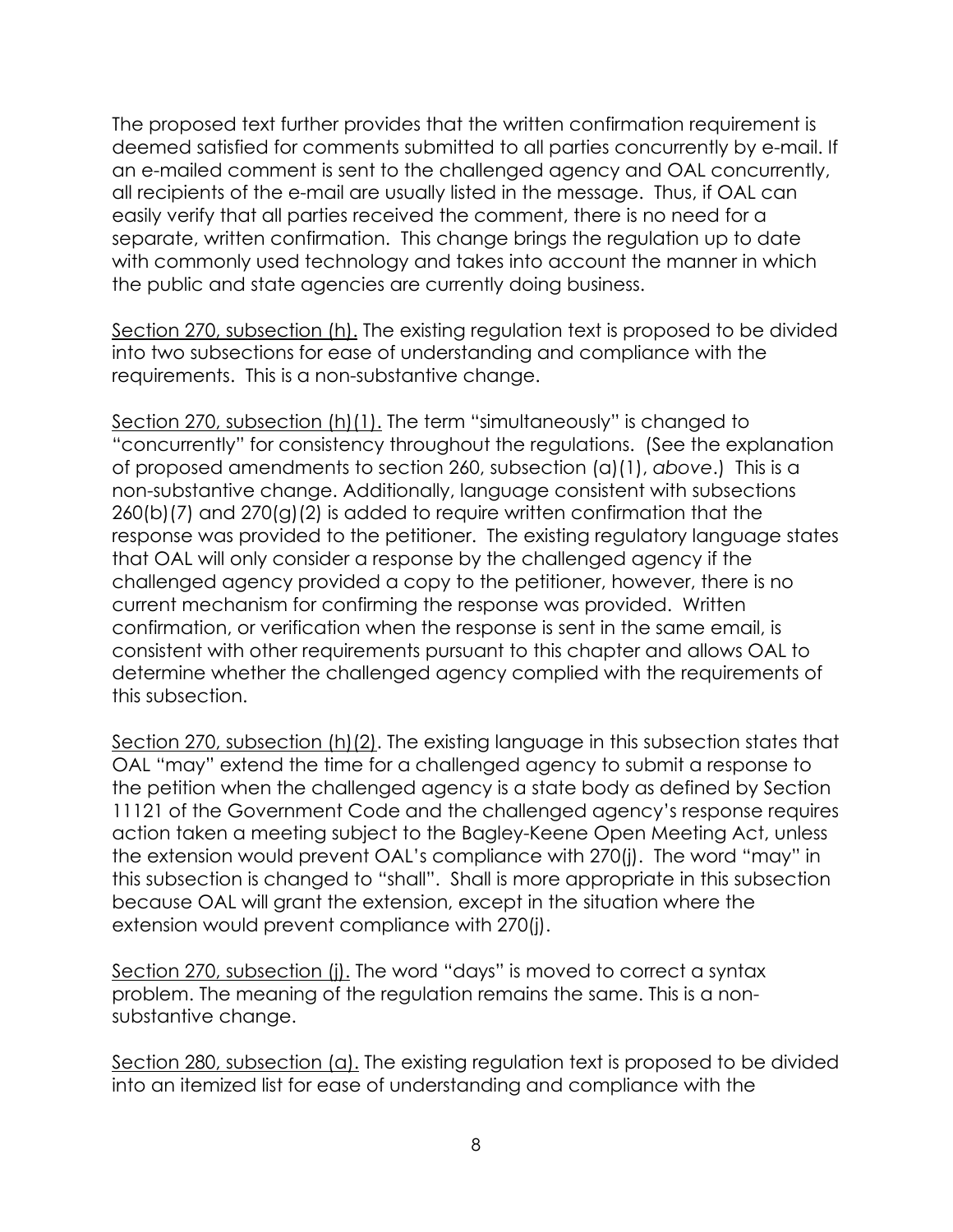The proposed text further provides that the written confirmation requirement is deemed satisfied for comments submitted to all parties concurrently by e-mail. If an e-mailed comment is sent to the challenged agency and OAL concurrently, all recipients of the e-mail are usually listed in the message. Thus, if OAL can easily verify that all parties received the comment, there is no need for a separate, written confirmation. This change brings the regulation up to date with commonly used technology and takes into account the manner in which the public and state agencies are currently doing business.

<u>Section 270, subsection (h).</u> The existing regulation text is proposed to be divided into two subsections for ease of understanding and compliance with the requirements. This is a non-substantive change.

<u>Section 270, subsection (h)(1).</u> The term "simultaneously" is changed to "concurrently" for consistency throughout the regulations. (See the explanation of proposed amendments to section 260, subsection (a)(1), *above*.) This is a non-substantive change. Additionally, language consistent with subsections 260(b)(7) and 270(g)(2) is added to require written confirmation that the response was provided to the petitioner. The existing regulatory language states that OAL will only consider a response by the challenged agency if the challenged agency provided a copy to the petitioner, however, there is no current mechanism for confirming the response was provided. Written confirmation, or verification when the response is sent in the same email, is consistent with other requirements pursuant to this chapter and allows OAL to determine whether the challenged agency complied with the requirements of this subsection.

<u>Section 270, subsection (h)(2)</u>. The existing language in this subsection states that OAL "may" extend the time for a challenged agency to submit a response to the petition when the challenged agency is a state body as defined by Section 11121 of the Government Code and the challenged agency's response requires action taken a meeting subject to the Bagley-Keene Open Meeting Act, unless the extension would prevent OAL's compliance with 270(j). The word "may" in this subsection is changed to "shall". Shall is more appropriate in this subsection because OAL will grant the extension, except in the situation where the extension would prevent compliance with 270(j).

<u>Section 270, subsection (j).</u> The word "days" is moved to correct a syntax problem. The meaning of the regulation remains the same. This is a non-substantive change.

<u>Section 280, subsection (a).</u> The existing regulation text is proposed to be divided into an itemized list for ease of understanding and compliance with the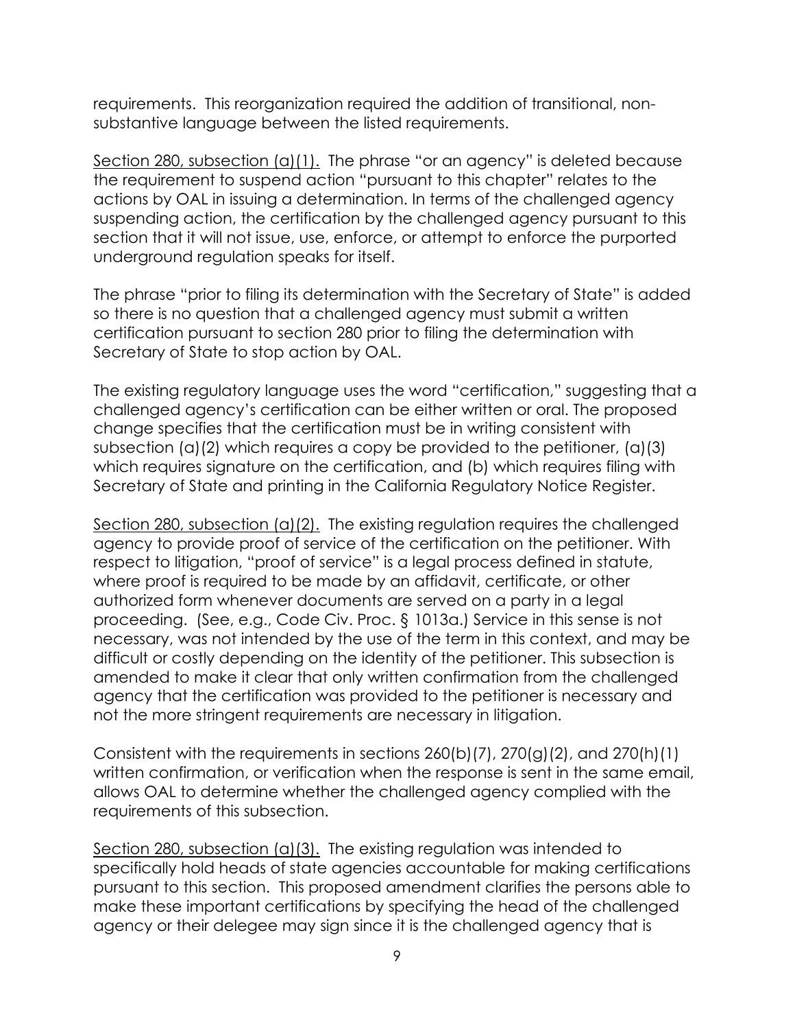requirements. This reorganization required the addition of transitional, non-substantive language between the listed requirements.

Section 280, subsection (a)(1). The phrase "or an agency" is deleted because the requirement to suspend action "pursuant to this chapter" relates to the actions by OAL in issuing a determination. In terms of the challenged agency suspending action, the certification by the challenged agency pursuant to this section that it will not issue, use, enforce, or attempt to enforce the purported underground regulation speaks for itself.

The phrase "prior to filing its determination with the Secretary of State" is added so there is no question that a challenged agency must submit a written certification pursuant to section 280 prior to filing the determination with Secretary of State to stop action by OAL.

The existing regulatory language uses the word "certification," suggesting that a challenged agency's certification can be either written or oral. The proposed change specifies that the certification must be in writing consistent with subsection (a)(2) which requires a copy be provided to the petitioner, (a)(3) which requires signature on the certification, and (b) which requires filing with Secretary of State and printing in the California Regulatory Notice Register.

Section 280, subsection (a)(2). The existing regulation requires the challenged agency to provide proof of service of the certification on the petitioner. With respect to litigation, "proof of service" is a legal process defined in statute, where proof is required to be made by an affidavit, certificate, or other authorized form whenever documents are served on a party in a legal proceeding. (See, e.g., Code Civ. Proc. § 1013a.) Service in this sense is not necessary, was not intended by the use of the term in this context, and may be difficult or costly depending on the identity of the petitioner. This subsection is amended to make it clear that only written confirmation from the challenged agency that the certification was provided to the petitioner is necessary and not the more stringent requirements are necessary in litigation.

Consistent with the requirements in sections 260(b)(7), 270(g)(2), and 270(h)(1) written confirmation, or verification when the response is sent in the same email, allows OAL to determine whether the challenged agency complied with the requirements of this subsection.

Section 280, subsection (a)(3). The existing regulation was intended to specifically hold heads of state agencies accountable for making certifications pursuant to this section. This proposed amendment clarifies the persons able to make these important certifications by specifying the head of the challenged agency or their delegee may sign since it is the challenged agency that is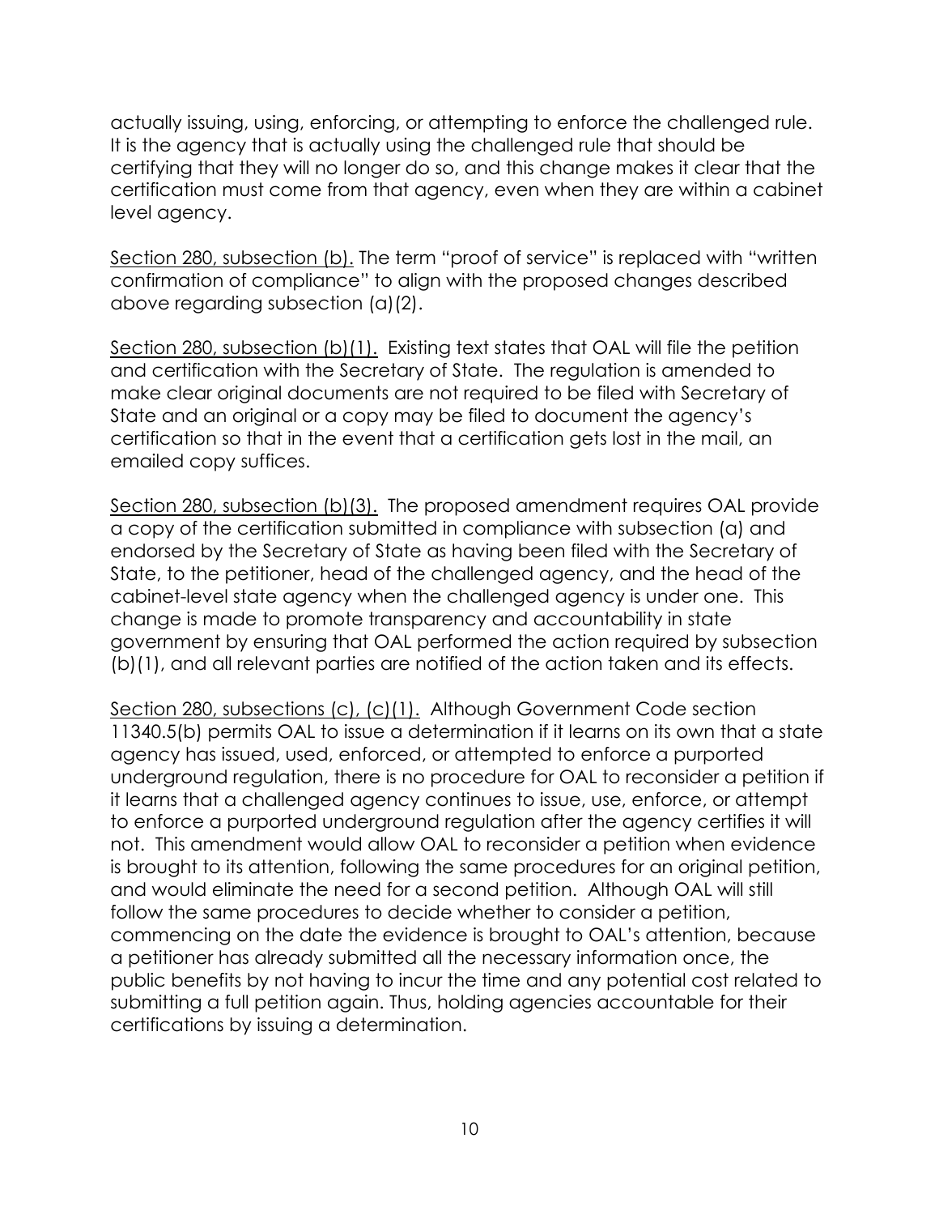actually issuing, using, enforcing, or attempting to enforce the challenged rule. It is the agency that is actually using the challenged rule that should be certifying that they will no longer do so, and this change makes it clear that the certification must come from that agency, even when they are within a cabinet level agency.

<u>Section 280, subsection (b).</u> The term "proof of service" is replaced with "written confirmation of compliance" to align with the proposed changes described above regarding subsection (a)(2).

<u>Section 280, subsection (b)(1).</u> Existing text states that OAL will file the petition and certification with the Secretary of State. The regulation is amended to make clear original documents are not required to be filed with Secretary of State and an original or a copy may be filed to document the agency's certification so that in the event that a certification gets lost in the mail, an emailed copy suffices.

<u>Section 280, subsection (b)(3).</u> The proposed amendment requires OAL provide a copy of the certification submitted in compliance with subsection (a) and endorsed by the Secretary of State as having been filed with the Secretary of State, to the petitioner, head of the challenged agency, and the head of the cabinet-level state agency when the challenged agency is under one. This change is made to promote transparency and accountability in state government by ensuring that OAL performed the action required by subsection (b)(1), and all relevant parties are notified of the action taken and its effects.

<u>Section 280, subsections (c), (c)(1).</u> Although Government Code section 11340.5(b) permits OAL to issue a determination if it learns on its own that a state agency has issued, used, enforced, or attempted to enforce a purported underground regulation, there is no procedure for OAL to reconsider a petition if it learns that a challenged agency continues to issue, use, enforce, or attempt to enforce a purported underground regulation after the agency certifies it will not. This amendment would allow OAL to reconsider a petition when evidence is brought to its attention, following the same procedures for an original petition, and would eliminate the need for a second petition. Although OAL will still follow the same procedures to decide whether to consider a petition, commencing on the date the evidence is brought to OAL's attention, because a petitioner has already submitted all the necessary information once, the public benefits by not having to incur the time and any potential cost related to submitting a full petition again. Thus, holding agencies accountable for their certifications by issuing a determination.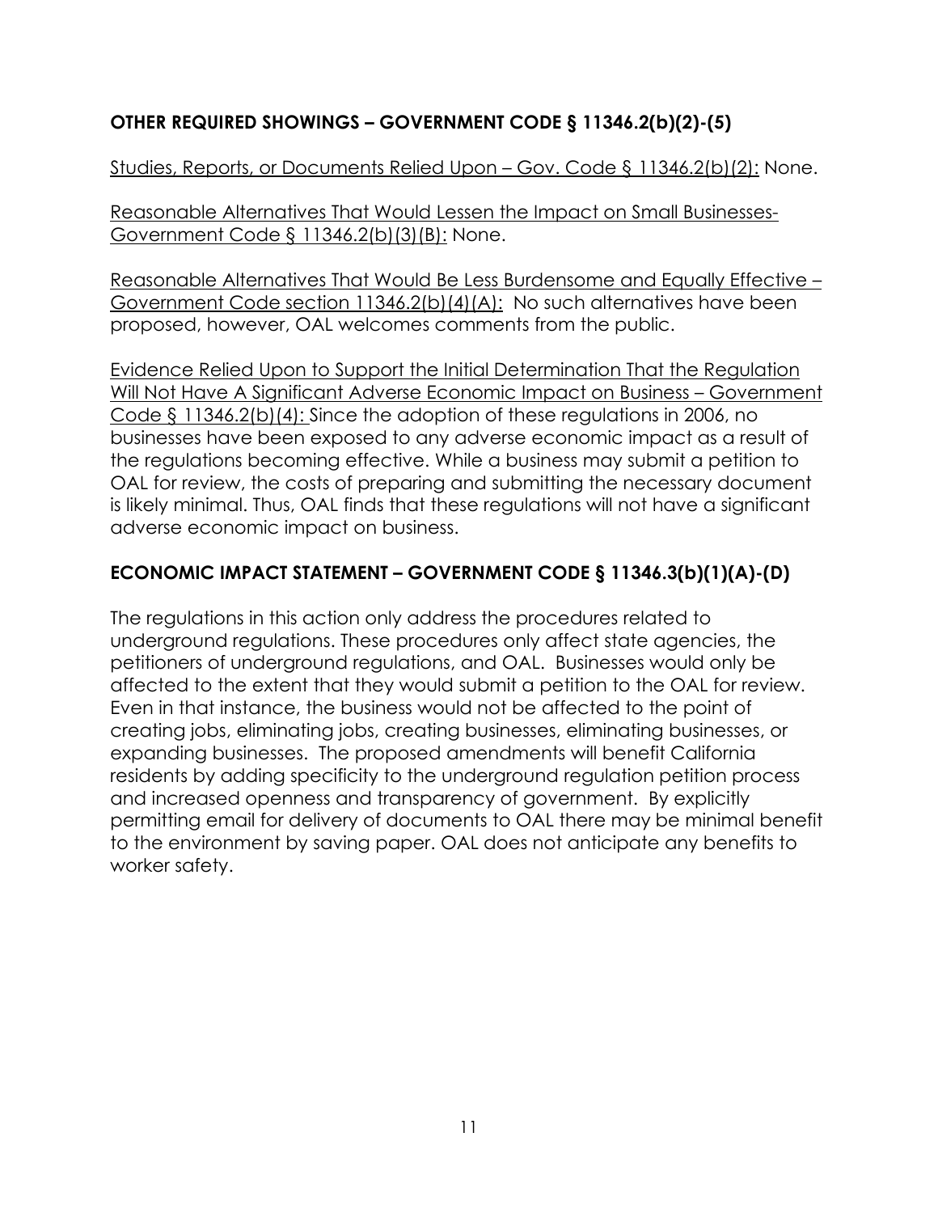## OTHER REQUIRED SHOWINGS – GOVERNMENT CODE § 11346.2(b)(2)-(5)

<u>Studies, Reports, or Documents Relied Upon – Gov. Code § 11346.2(b)(2):</u> None.

<u>Reasonable Alternatives That Would Lessen the Impact on Small Businesses- Government Code § 11346.2(b)(3)(B):</u> None.

<u>Reasonable Alternatives That Would Be Less Burdensome and Equally Effective – Government Code section 11346.2(b)(4)(A):</u> No such alternatives have been proposed, however, OAL welcomes comments from the public.

<u>Evidence Relied Upon to Support the Initial Determination That the Regulation Will Not Have A Significant Adverse Economic Impact on Business – Government Code § 11346.2(b)(4):</u> Since the adoption of these regulations in 2006, no businesses have been exposed to any adverse economic impact as a result of the regulations becoming effective. While a business may submit a petition to OAL for review, the costs of preparing and submitting the necessary document is likely minimal. Thus, OAL finds that these regulations will not have a significant adverse economic impact on business.

## ECONOMIC IMPACT STATEMENT – GOVERNMENT CODE § 11346.3(b)(1)(A)-(D)

The regulations in this action only address the procedures related to underground regulations. These procedures only affect state agencies, the petitioners of underground regulations, and OAL. Businesses would only be affected to the extent that they would submit a petition to the OAL for review. Even in that instance, the business would not be affected to the point of creating jobs, eliminating jobs, creating businesses, eliminating businesses, or expanding businesses. The proposed amendments will benefit California residents by adding specificity to the underground regulation petition process and increased openness and transparency of government. By explicitly permitting email for delivery of documents to OAL there may be minimal benefit to the environment by saving paper. OAL does not anticipate any benefits to worker safety.